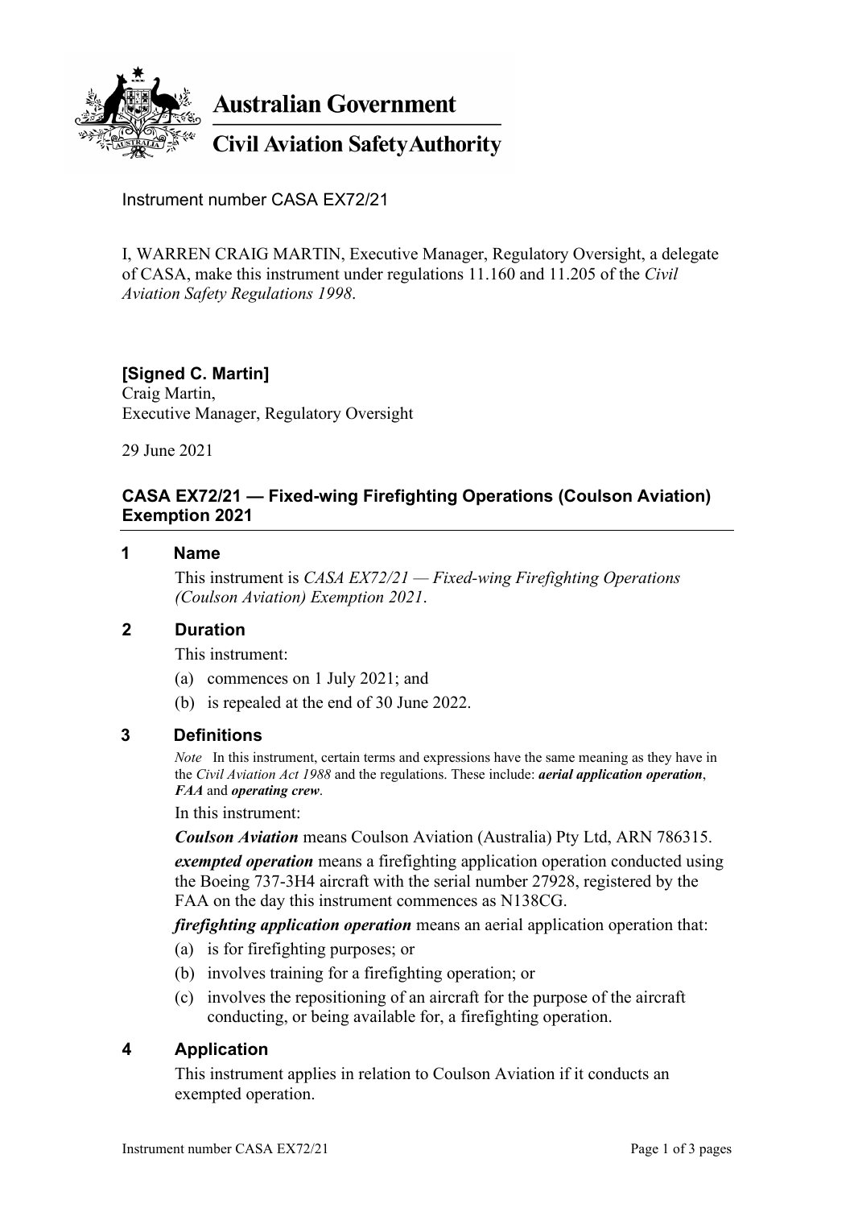**Australian Government**

**Civil Aviation Safety Authority**

Instrument number CASA EX72/21

I, WARREN CRAIG MARTIN, Executive Manager, Regulatory Oversight, a delegate of CASA, make this instrument under regulations 11.160 and 11.205 of the *Civil Aviation Safety Regulations 1998*.

**[Signed C. Martin]**
Craig Martin,
Executive Manager, Regulatory Oversight

29 June 2021

## CASA EX72/21 — Fixed-wing Firefighting Operations (Coulson Aviation) Exemption 2021

### 1 Name

This instrument is *CASA EX72/21 — Fixed-wing Firefighting Operations (Coulson Aviation) Exemption 2021*.

### 2 Duration

This instrument:

(a) commences on 1 July 2021; and

(b) is repealed at the end of 30 June 2022.

### 3 Definitions

*Note* In this instrument, certain terms and expressions have the same meaning as they have in the *Civil Aviation Act 1988* and the regulations. These include: ***aerial application operation***, ***FAA*** and ***operating crew***.

In this instrument:

***Coulson Aviation*** means Coulson Aviation (Australia) Pty Ltd, ARN 786315.

***exempted operation*** means a firefighting application operation conducted using the Boeing 737-3H4 aircraft with the serial number 27928, registered by the FAA on the day this instrument commences as N138CG.

***firefighting application operation*** means an aerial application operation that:

(a) is for firefighting purposes; or

(b) involves training for a firefighting operation; or

(c) involves the repositioning of an aircraft for the purpose of the aircraft conducting, or being available for, a firefighting operation.

### 4 Application

This instrument applies in relation to Coulson Aviation if it conducts an exempted operation.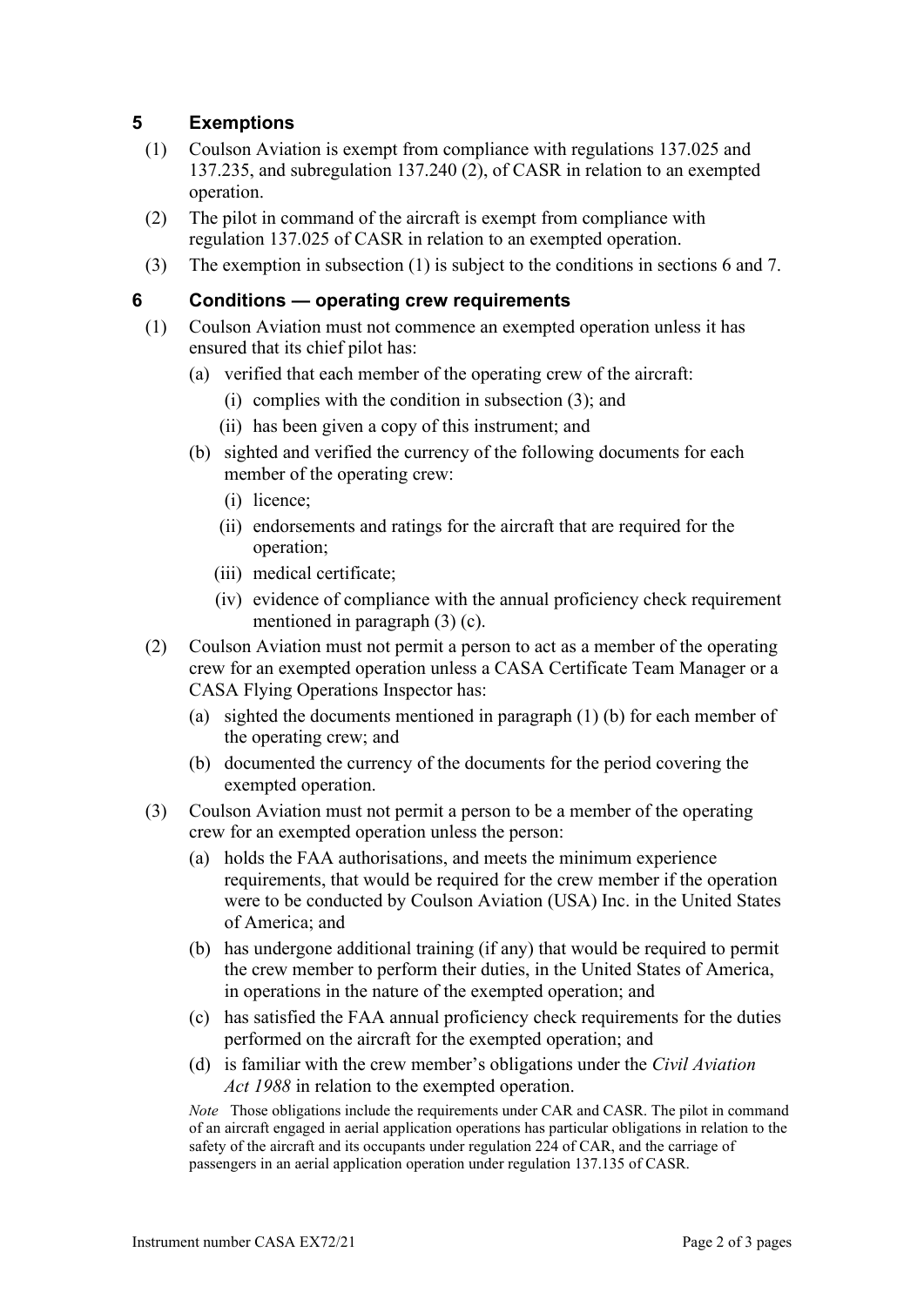## 5 Exemptions

(1) Coulson Aviation is exempt from compliance with regulations 137.025 and 137.235, and subregulation 137.240 (2), of CASR in relation to an exempted operation.

(2) The pilot in command of the aircraft is exempt from compliance with regulation 137.025 of CASR in relation to an exempted operation.

(3) The exemption in subsection (1) is subject to the conditions in sections 6 and 7.

## 6 Conditions — operating crew requirements

(1) Coulson Aviation must not commence an exempted operation unless it has ensured that its chief pilot has:

- (a) verified that each member of the operating crew of the aircraft:
  - (i) complies with the condition in subsection (3); and
  - (ii) has been given a copy of this instrument; and
- (b) sighted and verified the currency of the following documents for each member of the operating crew:
  - (i) licence;
  - (ii) endorsements and ratings for the aircraft that are required for the operation;
  - (iii) medical certificate;
  - (iv) evidence of compliance with the annual proficiency check requirement mentioned in paragraph (3) (c).

(2) Coulson Aviation must not permit a person to act as a member of the operating crew for an exempted operation unless a CASA Certificate Team Manager or a CASA Flying Operations Inspector has:

- (a) sighted the documents mentioned in paragraph (1) (b) for each member of the operating crew; and
- (b) documented the currency of the documents for the period covering the exempted operation.

(3) Coulson Aviation must not permit a person to be a member of the operating crew for an exempted operation unless the person:

- (a) holds the FAA authorisations, and meets the minimum experience requirements, that would be required for the crew member if the operation were to be conducted by Coulson Aviation (USA) Inc. in the United States of America; and
- (b) has undergone additional training (if any) that would be required to permit the crew member to perform their duties, in the United States of America, in operations in the nature of the exempted operation; and
- (c) has satisfied the FAA annual proficiency check requirements for the duties performed on the aircraft for the exempted operation; and
- (d) is familiar with the crew member's obligations under the *Civil Aviation Act 1988* in relation to the exempted operation.

*Note* Those obligations include the requirements under CAR and CASR. The pilot in command of an aircraft engaged in aerial application operations has particular obligations in relation to the safety of the aircraft and its occupants under regulation 224 of CAR, and the carriage of passengers in an aerial application operation under regulation 137.135 of CASR.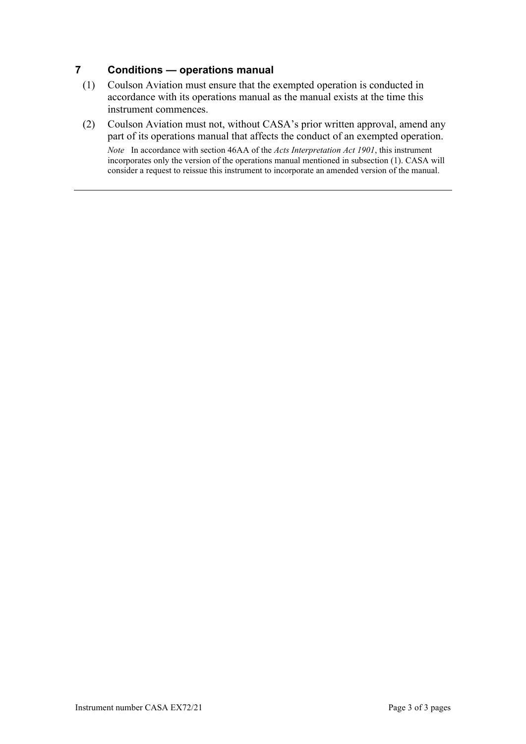## 7 Conditions — operations manual

(1) Coulson Aviation must ensure that the exempted operation is conducted in accordance with its operations manual as the manual exists at the time this instrument commences.

(2) Coulson Aviation must not, without CASA's prior written approval, amend any part of its operations manual that affects the conduct of an exempted operation.

*Note* In accordance with section 46AA of the *Acts Interpretation Act 1901*, this instrument incorporates only the version of the operations manual mentioned in subsection (1). CASA will consider a request to reissue this instrument to incorporate an amended version of the manual.